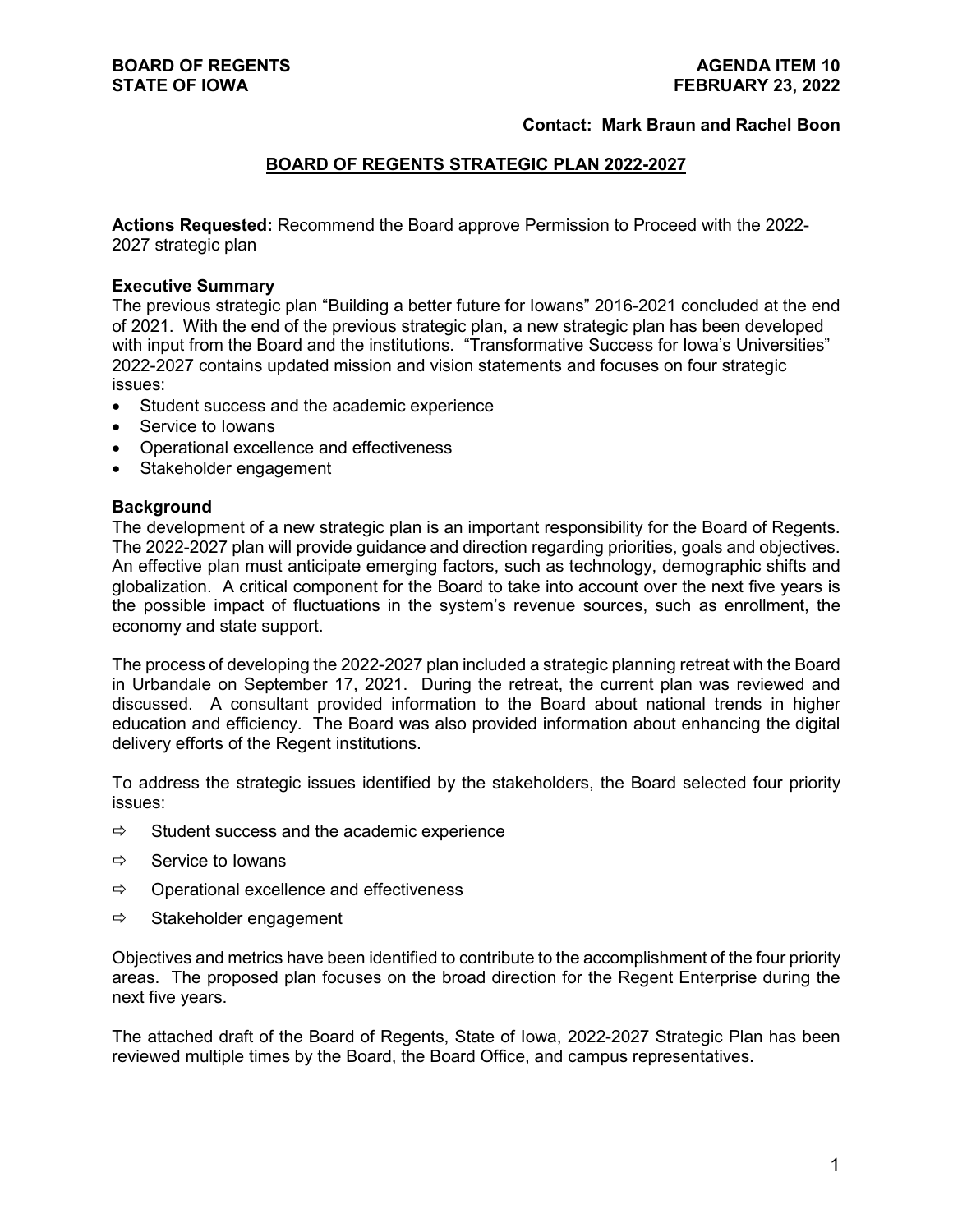**BOARD OF REGENTS**
**STATE OF IOWA**

**AGENDA ITEM 10**
**FEBRUARY 23, 2022**

**Contact: Mark Braun and Rachel Boon**

# BOARD OF REGENTS STRATEGIC PLAN 2022-2027

**Actions Requested:** Recommend the Board approve Permission to Proceed with the 2022-2027 strategic plan

**Executive Summary**

The previous strategic plan "Building a better future for Iowans" 2016-2021 concluded at the end of 2021. With the end of the previous strategic plan, a new strategic plan has been developed with input from the Board and the institutions. "Transformative Success for Iowa's Universities" 2022-2027 contains updated mission and vision statements and focuses on four strategic issues:

- Student success and the academic experience
- Service to Iowans
- Operational excellence and effectiveness
- Stakeholder engagement

**Background**

The development of a new strategic plan is an important responsibility for the Board of Regents. The 2022-2027 plan will provide guidance and direction regarding priorities, goals and objectives. An effective plan must anticipate emerging factors, such as technology, demographic shifts and globalization. A critical component for the Board to take into account over the next five years is the possible impact of fluctuations in the system's revenue sources, such as enrollment, the economy and state support.

The process of developing the 2022-2027 plan included a strategic planning retreat with the Board in Urbandale on September 17, 2021. During the retreat, the current plan was reviewed and discussed. A consultant provided information to the Board about national trends in higher education and efficiency. The Board was also provided information about enhancing the digital delivery efforts of the Regent institutions.

To address the strategic issues identified by the stakeholders, the Board selected four priority issues:

- ⇨ Student success and the academic experience
- ⇨ Service to Iowans
- ⇨ Operational excellence and effectiveness
- ⇨ Stakeholder engagement

Objectives and metrics have been identified to contribute to the accomplishment of the four priority areas. The proposed plan focuses on the broad direction for the Regent Enterprise during the next five years.

The attached draft of the Board of Regents, State of Iowa, 2022-2027 Strategic Plan has been reviewed multiple times by the Board, the Board Office, and campus representatives.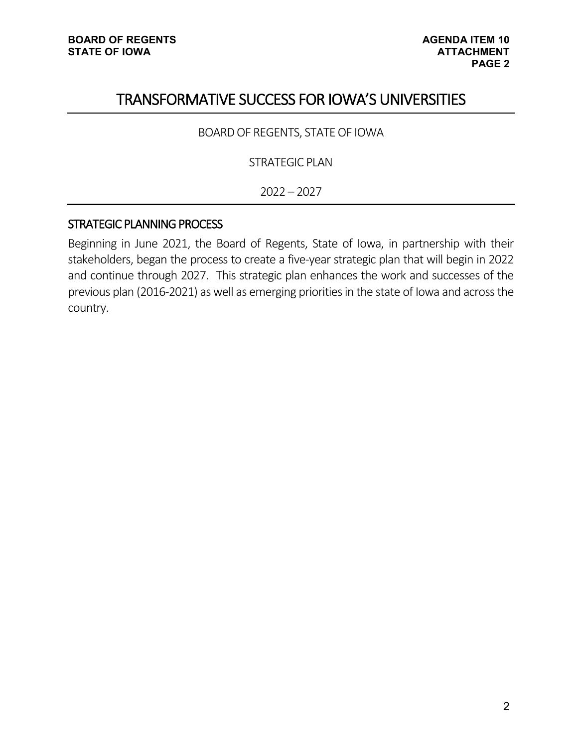# TRANSFORMATIVE SUCCESS FOR IOWA'S UNIVERSITIES

BOARD OF REGENTS, STATE OF IOWA

STRATEGIC PLAN

2022 – 2027

## STRATEGIC PLANNING PROCESS

Beginning in June 2021, the Board of Regents, State of Iowa, in partnership with their stakeholders, began the process to create a five-year strategic plan that will begin in 2022 and continue through 2027. This strategic plan enhances the work and successes of the previous plan (2016-2021) as well as emerging priorities in the state of Iowa and across the country.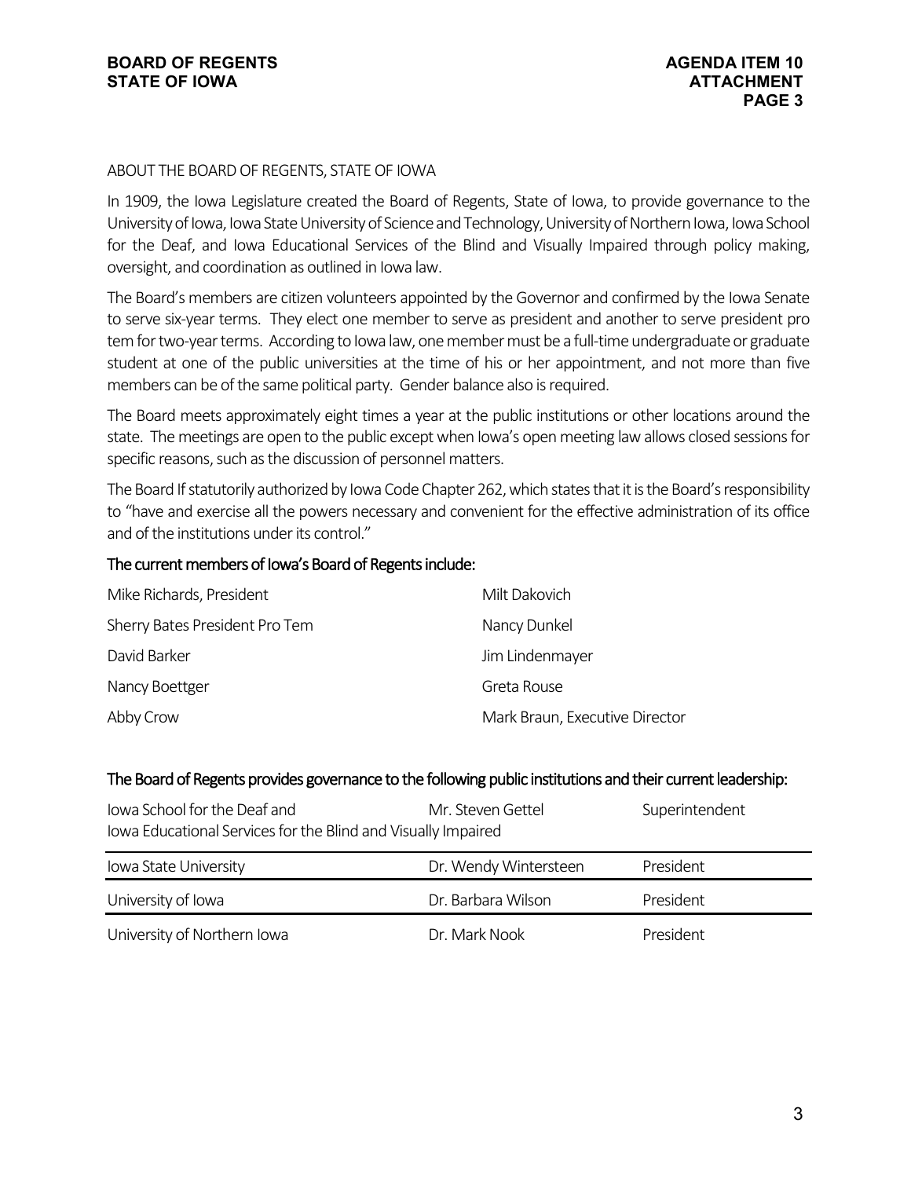## ABOUT THE BOARD OF REGENTS, STATE OF IOWA

In 1909, the Iowa Legislature created the Board of Regents, State of Iowa, to provide governance to the University of Iowa, Iowa State University of Science and Technology, University of Northern Iowa, Iowa School for the Deaf, and Iowa Educational Services of the Blind and Visually Impaired through policy making, oversight, and coordination as outlined in Iowa law.

The Board's members are citizen volunteers appointed by the Governor and confirmed by the Iowa Senate to serve six-year terms. They elect one member to serve as president and another to serve president pro tem for two-year terms. According to Iowa law, one member must be a full-time undergraduate or graduate student at one of the public universities at the time of his or her appointment, and not more than five members can be of the same political party. Gender balance also is required.

The Board meets approximately eight times a year at the public institutions or other locations around the state. The meetings are open to the public except when Iowa's open meeting law allows closed sessions for specific reasons, such as the discussion of personnel matters.

The Board If statutorily authorized by Iowa Code Chapter 262, which states that it is the Board's responsibility to "have and exercise all the powers necessary and convenient for the effective administration of its office and of the institutions under its control."

### The current members of Iowa's Board of Regents include:

| | |
|---|---|
| Mike Richards, President | Milt Dakovich |
| Sherry Bates President Pro Tem | Nancy Dunkel |
| David Barker | Jim Lindenmayer |
| Nancy Boettger | Greta Rouse |
| Abby Crow | Mark Braun, Executive Director |

### The Board of Regents provides governance to the following public institutions and their current leadership:

| Institution | Leader | Title |
|---|---|---|
| Iowa School for the Deaf and Iowa Educational Services for the Blind and Visually Impaired | Mr. Steven Gettel | Superintendent |
| Iowa State University | Dr. Wendy Wintersteen | President |
| University of Iowa | Dr. Barbara Wilson | President |
| University of Northern Iowa | Dr. Mark Nook | President |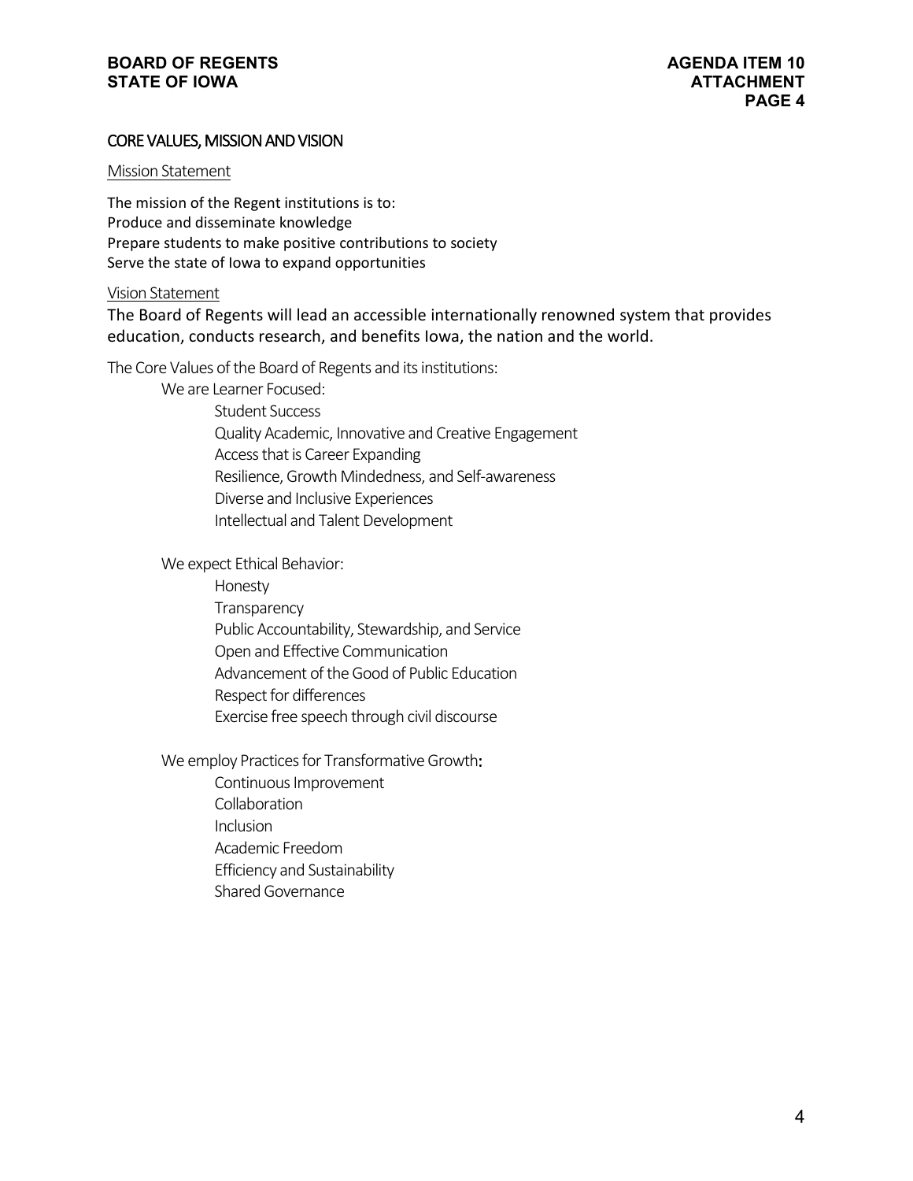## CORE VALUES, MISSION AND VISION

### Mission Statement

The mission of the Regent institutions is to:
Produce and disseminate knowledge
Prepare students to make positive contributions to society
Serve the state of Iowa to expand opportunities

### Vision Statement

The Board of Regents will lead an accessible internationally renowned system that provides education, conducts research, and benefits Iowa, the nation and the world.

The Core Values of the Board of Regents and its institutions:

We are Learner Focused:

- Student Success
- Quality Academic, Innovative and Creative Engagement
- Access that is Career Expanding
- Resilience, Growth Mindedness, and Self-awareness
- Diverse and Inclusive Experiences
- Intellectual and Talent Development

We expect Ethical Behavior:

- Honesty
- Transparency
- Public Accountability, Stewardship, and Service
- Open and Effective Communication
- Advancement of the Good of Public Education
- Respect for differences
- Exercise free speech through civil discourse

We employ Practices for Transformative Growth:

- Continuous Improvement
- Collaboration
- Inclusion
- Academic Freedom
- Efficiency and Sustainability
- Shared Governance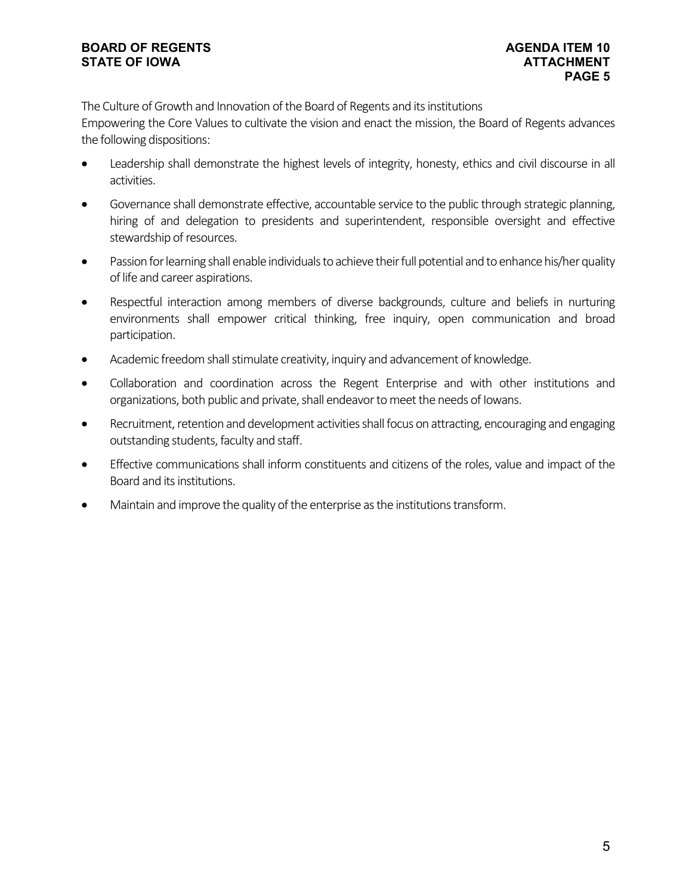The Culture of Growth and Innovation of the Board of Regents and its institutions

Empowering the Core Values to cultivate the vision and enact the mission, the Board of Regents advances the following dispositions:

- Leadership shall demonstrate the highest levels of integrity, honesty, ethics and civil discourse in all activities.
- Governance shall demonstrate effective, accountable service to the public through strategic planning, hiring of and delegation to presidents and superintendent, responsible oversight and effective stewardship of resources.
- Passion for learning shall enable individuals to achieve their full potential and to enhance his/her quality of life and career aspirations.
- Respectful interaction among members of diverse backgrounds, culture and beliefs in nurturing environments shall empower critical thinking, free inquiry, open communication and broad participation.
- Academic freedom shall stimulate creativity, inquiry and advancement of knowledge.
- Collaboration and coordination across the Regent Enterprise and with other institutions and organizations, both public and private, shall endeavor to meet the needs of Iowans.
- Recruitment, retention and development activities shall focus on attracting, encouraging and engaging outstanding students, faculty and staff.
- Effective communications shall inform constituents and citizens of the roles, value and impact of the Board and its institutions.
- Maintain and improve the quality of the enterprise as the institutions transform.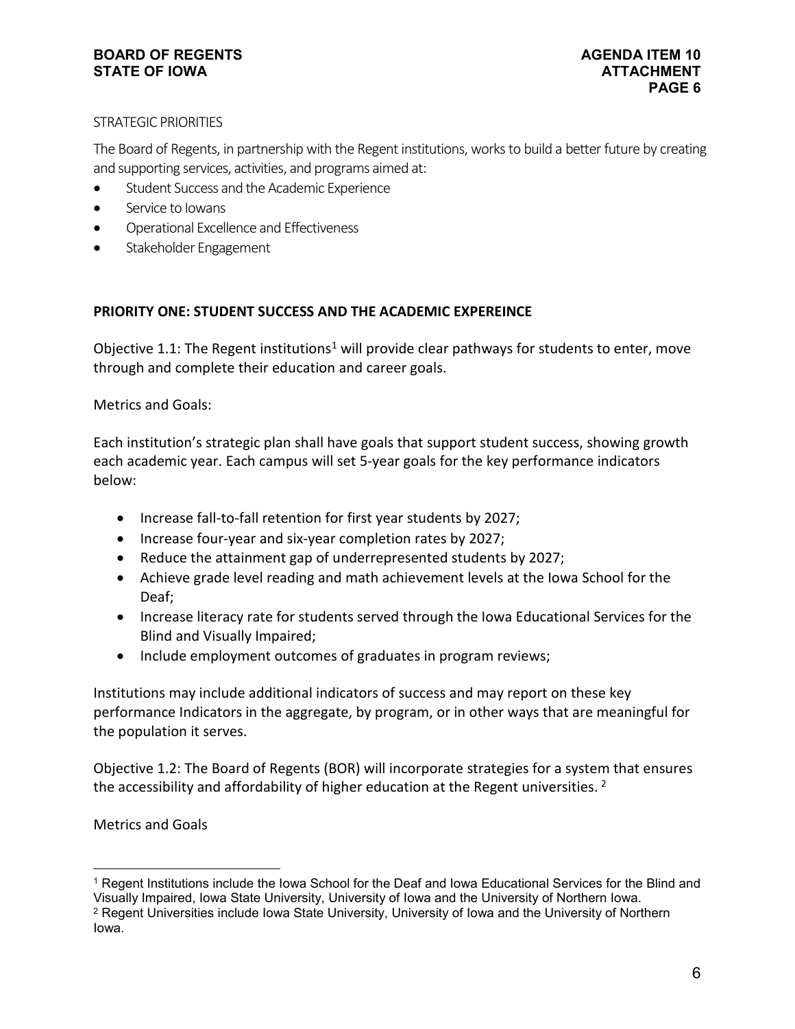STRATEGIC PRIORITIES

The Board of Regents, in partnership with the Regent institutions, works to build a better future by creating and supporting services, activities, and programs aimed at:

- Student Success and the Academic Experience
- Service to Iowans
- Operational Excellence and Effectiveness
- Stakeholder Engagement

**PRIORITY ONE: STUDENT SUCCESS AND THE ACADEMIC EXPEREINCE**

Objective 1.1: The Regent institutions[1] will provide clear pathways for students to enter, move through and complete their education and career goals.

Metrics and Goals:

Each institution's strategic plan shall have goals that support student success, showing growth each academic year. Each campus will set 5-year goals for the key performance indicators below:

- Increase fall-to-fall retention for first year students by 2027;
- Increase four-year and six-year completion rates by 2027;
- Reduce the attainment gap of underrepresented students by 2027;
- Achieve grade level reading and math achievement levels at the Iowa School for the Deaf;
- Increase literacy rate for students served through the Iowa Educational Services for the Blind and Visually Impaired;
- Include employment outcomes of graduates in program reviews;

Institutions may include additional indicators of success and may report on these key performance Indicators in the aggregate, by program, or in other ways that are meaningful for the population it serves.

Objective 1.2: The Board of Regents (BOR) will incorporate strategies for a system that ensures the accessibility and affordability of higher education at the Regent universities. [2]

Metrics and Goals

---

[1] Regent Institutions include the Iowa School for the Deaf and Iowa Educational Services for the Blind and Visually Impaired, Iowa State University, University of Iowa and the University of Northern Iowa.

[2] Regent Universities include Iowa State University, University of Iowa and the University of Northern Iowa.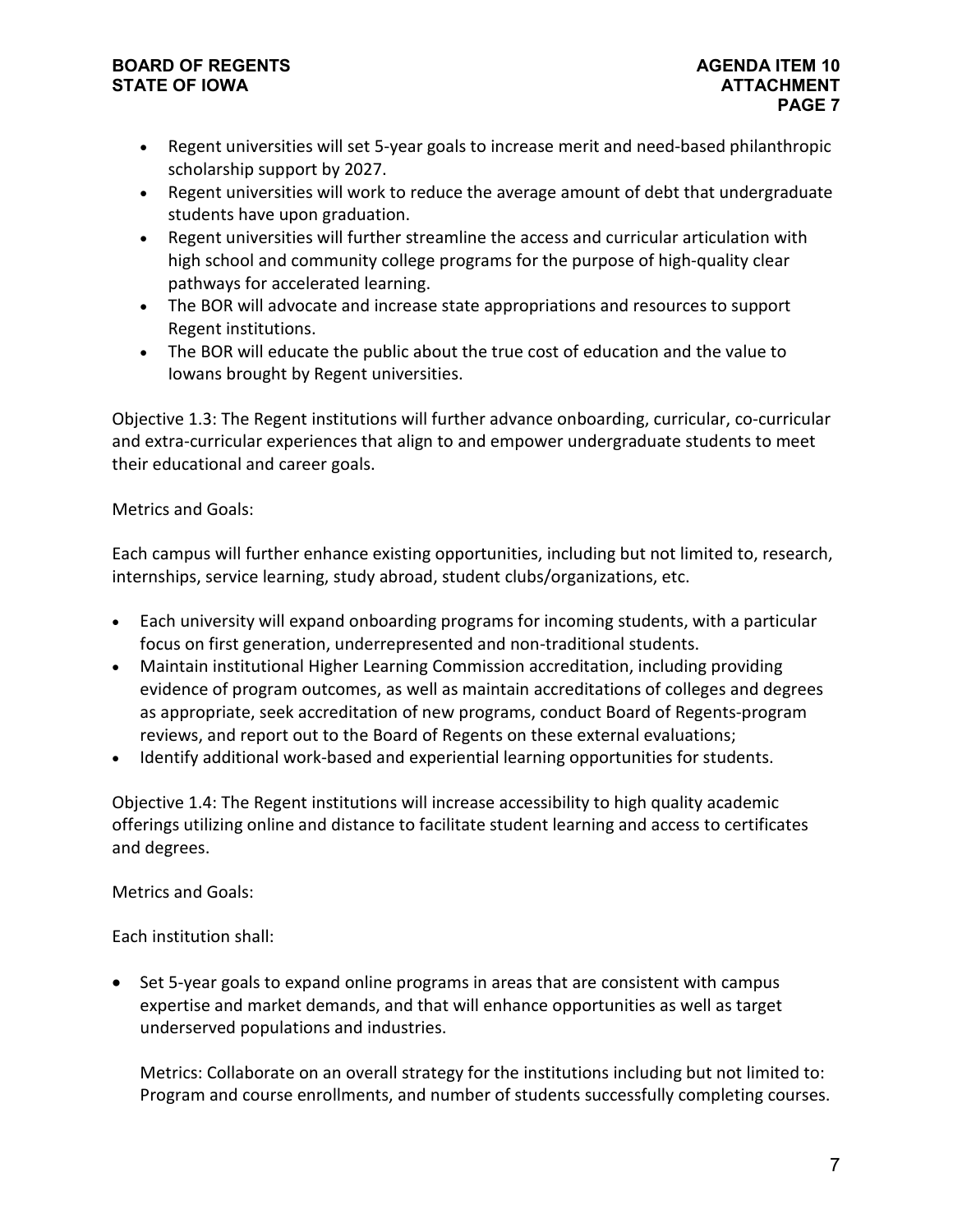- Regent universities will set 5-year goals to increase merit and need-based philanthropic scholarship support by 2027.
- Regent universities will work to reduce the average amount of debt that undergraduate students have upon graduation.
- Regent universities will further streamline the access and curricular articulation with high school and community college programs for the purpose of high-quality clear pathways for accelerated learning.
- The BOR will advocate and increase state appropriations and resources to support Regent institutions.
- The BOR will educate the public about the true cost of education and the value to Iowans brought by Regent universities.

Objective 1.3: The Regent institutions will further advance onboarding, curricular, co-curricular and extra-curricular experiences that align to and empower undergraduate students to meet their educational and career goals.

Metrics and Goals:

Each campus will further enhance existing opportunities, including but not limited to, research, internships, service learning, study abroad, student clubs/organizations, etc.

- Each university will expand onboarding programs for incoming students, with a particular focus on first generation, underrepresented and non-traditional students.
- Maintain institutional Higher Learning Commission accreditation, including providing evidence of program outcomes, as well as maintain accreditations of colleges and degrees as appropriate, seek accreditation of new programs, conduct Board of Regents-program reviews, and report out to the Board of Regents on these external evaluations;
- Identify additional work-based and experiential learning opportunities for students.

Objective 1.4: The Regent institutions will increase accessibility to high quality academic offerings utilizing online and distance to facilitate student learning and access to certificates and degrees.

Metrics and Goals:

Each institution shall:

- Set 5-year goals to expand online programs in areas that are consistent with campus expertise and market demands, and that will enhance opportunities as well as target underserved populations and industries.

  Metrics: Collaborate on an overall strategy for the institutions including but not limited to: Program and course enrollments, and number of students successfully completing courses.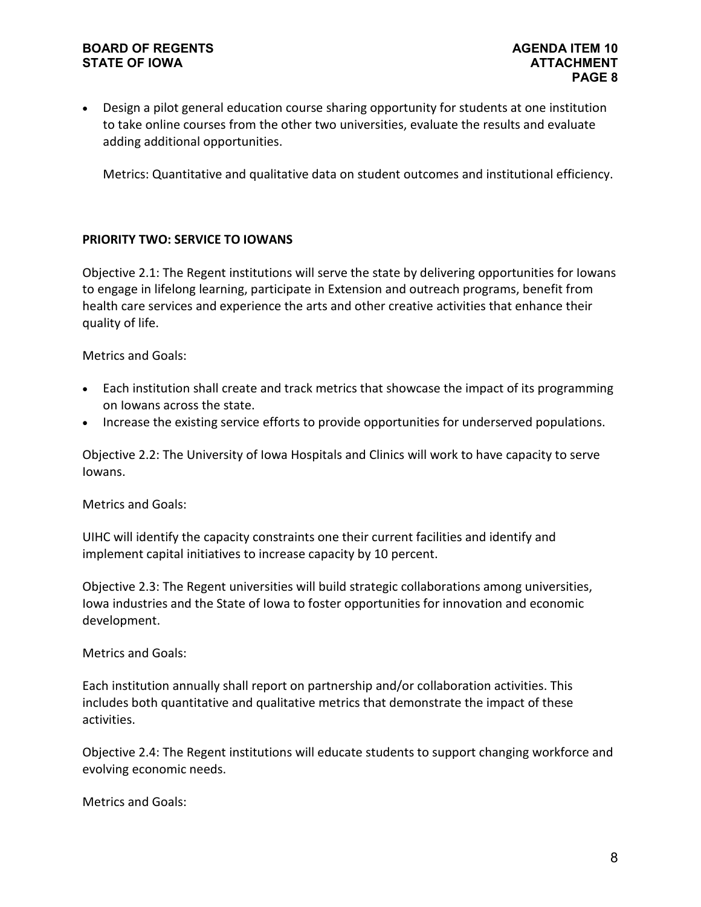- Design a pilot general education course sharing opportunity for students at one institution to take online courses from the other two universities, evaluate the results and evaluate adding additional opportunities.

  Metrics: Quantitative and qualitative data on student outcomes and institutional efficiency.

**PRIORITY TWO: SERVICE TO IOWANS**

Objective 2.1: The Regent institutions will serve the state by delivering opportunities for Iowans to engage in lifelong learning, participate in Extension and outreach programs, benefit from health care services and experience the arts and other creative activities that enhance their quality of life.

Metrics and Goals:

- Each institution shall create and track metrics that showcase the impact of its programming on Iowans across the state.
- Increase the existing service efforts to provide opportunities for underserved populations.

Objective 2.2: The University of Iowa Hospitals and Clinics will work to have capacity to serve Iowans.

Metrics and Goals:

UIHC will identify the capacity constraints one their current facilities and identify and implement capital initiatives to increase capacity by 10 percent.

Objective 2.3: The Regent universities will build strategic collaborations among universities, Iowa industries and the State of Iowa to foster opportunities for innovation and economic development.

Metrics and Goals:

Each institution annually shall report on partnership and/or collaboration activities. This includes both quantitative and qualitative metrics that demonstrate the impact of these activities.

Objective 2.4: The Regent institutions will educate students to support changing workforce and evolving economic needs.

Metrics and Goals: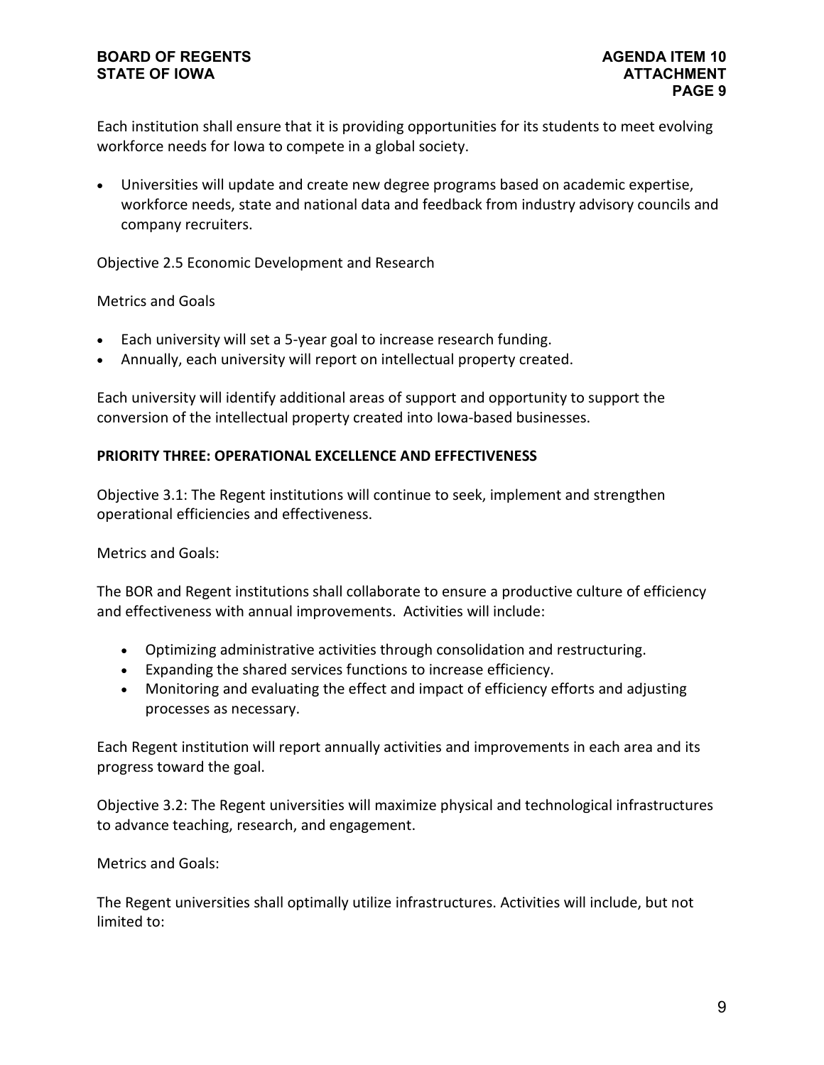Each institution shall ensure that it is providing opportunities for its students to meet evolving workforce needs for Iowa to compete in a global society.

- Universities will update and create new degree programs based on academic expertise, workforce needs, state and national data and feedback from industry advisory councils and company recruiters.

Objective 2.5 Economic Development and Research

Metrics and Goals

- Each university will set a 5-year goal to increase research funding.
- Annually, each university will report on intellectual property created.

Each university will identify additional areas of support and opportunity to support the conversion of the intellectual property created into Iowa-based businesses.

**PRIORITY THREE: OPERATIONAL EXCELLENCE AND EFFECTIVENESS**

Objective 3.1: The Regent institutions will continue to seek, implement and strengthen operational efficiencies and effectiveness.

Metrics and Goals:

The BOR and Regent institutions shall collaborate to ensure a productive culture of efficiency and effectiveness with annual improvements. Activities will include:

- Optimizing administrative activities through consolidation and restructuring.
- Expanding the shared services functions to increase efficiency.
- Monitoring and evaluating the effect and impact of efficiency efforts and adjusting processes as necessary.

Each Regent institution will report annually activities and improvements in each area and its progress toward the goal.

Objective 3.2: The Regent universities will maximize physical and technological infrastructures to advance teaching, research, and engagement.

Metrics and Goals:

The Regent universities shall optimally utilize infrastructures. Activities will include, but not limited to: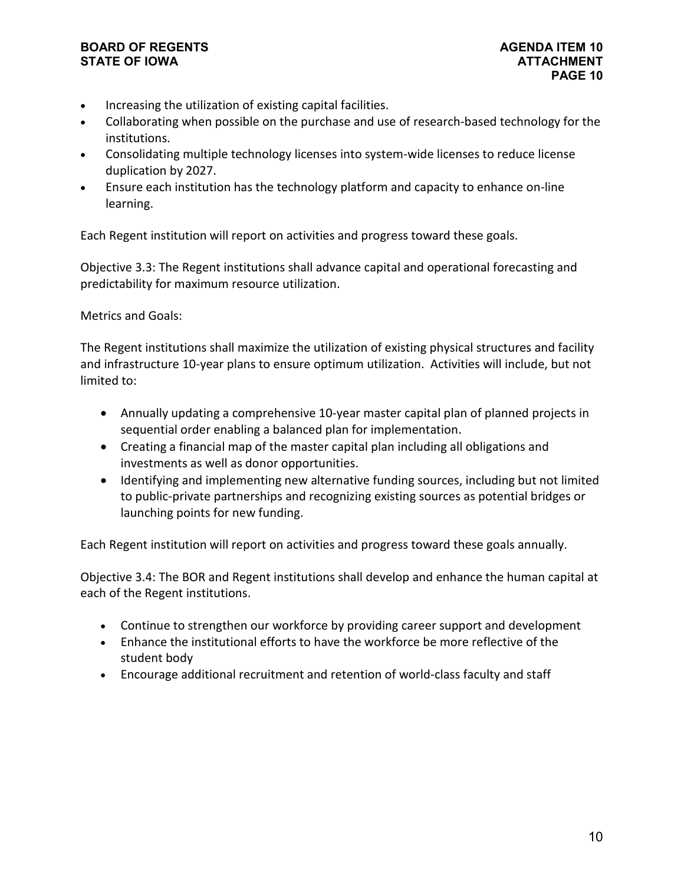- Increasing the utilization of existing capital facilities.
- Collaborating when possible on the purchase and use of research-based technology for the institutions.
- Consolidating multiple technology licenses into system-wide licenses to reduce license duplication by 2027.
- Ensure each institution has the technology platform and capacity to enhance on-line learning.

Each Regent institution will report on activities and progress toward these goals.

Objective 3.3: The Regent institutions shall advance capital and operational forecasting and predictability for maximum resource utilization.

Metrics and Goals:

The Regent institutions shall maximize the utilization of existing physical structures and facility and infrastructure 10-year plans to ensure optimum utilization. Activities will include, but not limited to:

- Annually updating a comprehensive 10-year master capital plan of planned projects in sequential order enabling a balanced plan for implementation.
- Creating a financial map of the master capital plan including all obligations and investments as well as donor opportunities.
- Identifying and implementing new alternative funding sources, including but not limited to public-private partnerships and recognizing existing sources as potential bridges or launching points for new funding.

Each Regent institution will report on activities and progress toward these goals annually.

Objective 3.4: The BOR and Regent institutions shall develop and enhance the human capital at each of the Regent institutions.

- Continue to strengthen our workforce by providing career support and development
- Enhance the institutional efforts to have the workforce be more reflective of the student body
- Encourage additional recruitment and retention of world-class faculty and staff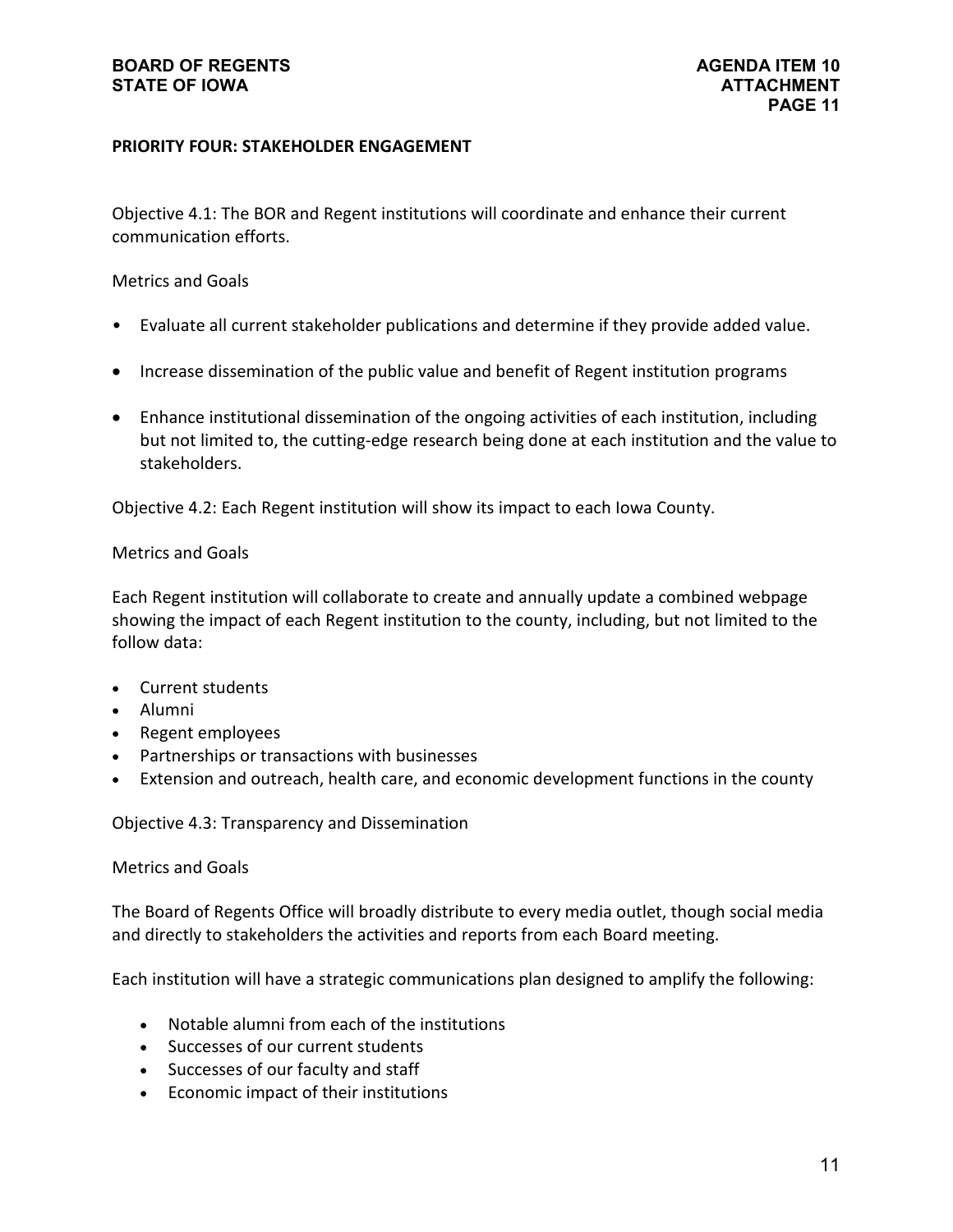**PRIORITY FOUR: STAKEHOLDER ENGAGEMENT**

Objective 4.1: The BOR and Regent institutions will coordinate and enhance their current communication efforts.

Metrics and Goals

- Evaluate all current stakeholder publications and determine if they provide added value.
- Increase dissemination of the public value and benefit of Regent institution programs
- Enhance institutional dissemination of the ongoing activities of each institution, including but not limited to, the cutting-edge research being done at each institution and the value to stakeholders.

Objective 4.2: Each Regent institution will show its impact to each Iowa County.

Metrics and Goals

Each Regent institution will collaborate to create and annually update a combined webpage showing the impact of each Regent institution to the county, including, but not limited to the follow data:

- Current students
- Alumni
- Regent employees
- Partnerships or transactions with businesses
- Extension and outreach, health care, and economic development functions in the county

Objective 4.3: Transparency and Dissemination

Metrics and Goals

The Board of Regents Office will broadly distribute to every media outlet, though social media and directly to stakeholders the activities and reports from each Board meeting.

Each institution will have a strategic communications plan designed to amplify the following:

- Notable alumni from each of the institutions
- Successes of our current students
- Successes of our faculty and staff
- Economic impact of their institutions